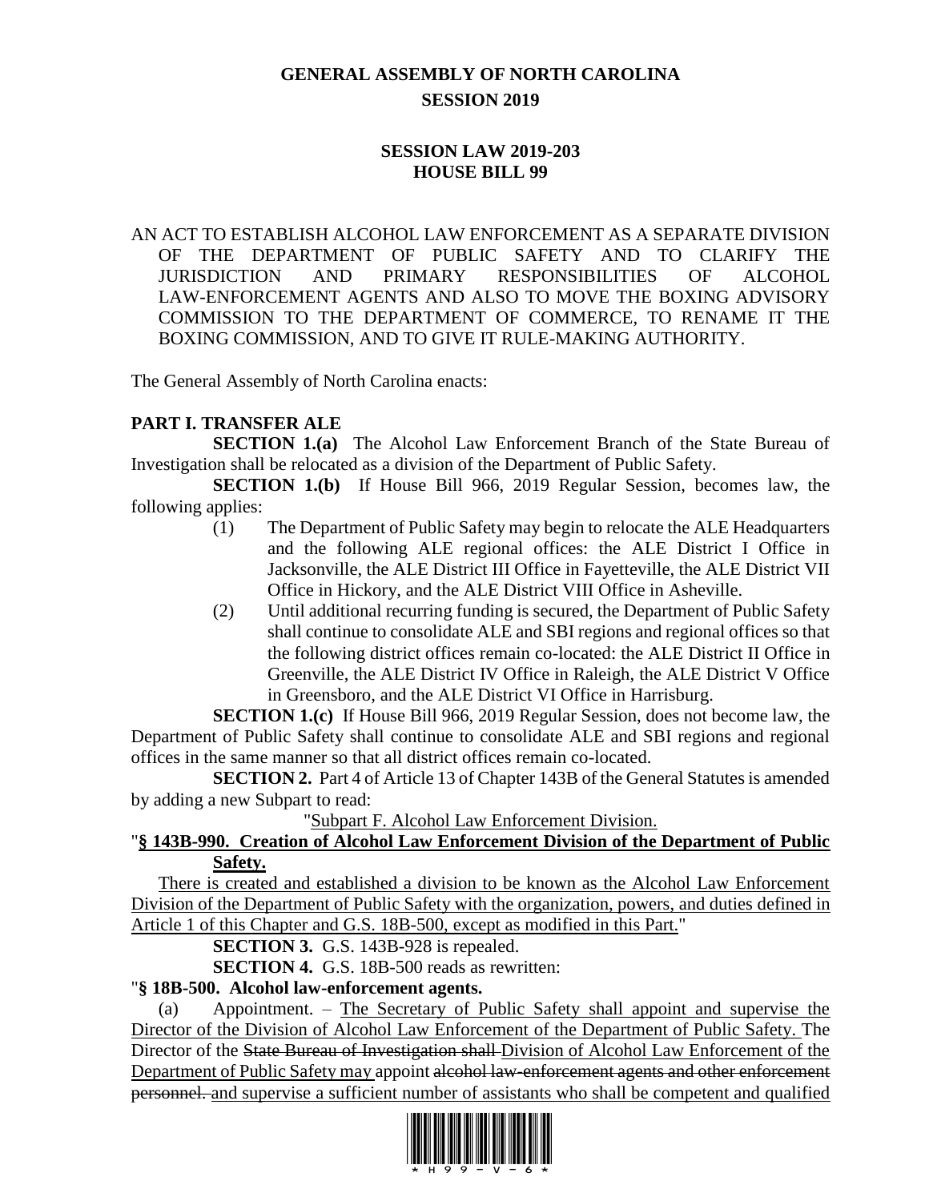# GENERAL ASSEMBLY OF NORTH CAROLINA
## SESSION 2019

## SESSION LAW 2019-203
## HOUSE BILL 99

AN ACT TO ESTABLISH ALCOHOL LAW ENFORCEMENT AS A SEPARATE DIVISION OF THE DEPARTMENT OF PUBLIC SAFETY AND TO CLARIFY THE JURISDICTION AND PRIMARY RESPONSIBILITIES OF ALCOHOL LAW-ENFORCEMENT AGENTS AND ALSO TO MOVE THE BOXING ADVISORY COMMISSION TO THE DEPARTMENT OF COMMERCE, TO RENAME IT THE BOXING COMMISSION, AND TO GIVE IT RULE-MAKING AUTHORITY.

The General Assembly of North Carolina enacts:

**PART I. TRANSFER ALE**

**SECTION 1.(a)** The Alcohol Law Enforcement Branch of the State Bureau of Investigation shall be relocated as a division of the Department of Public Safety.

**SECTION 1.(b)** If House Bill 966, 2019 Regular Session, becomes law, the following applies:

(1) The Department of Public Safety may begin to relocate the ALE Headquarters and the following ALE regional offices: the ALE District I Office in Jacksonville, the ALE District III Office in Fayetteville, the ALE District VII Office in Hickory, and the ALE District VIII Office in Asheville.

(2) Until additional recurring funding is secured, the Department of Public Safety shall continue to consolidate ALE and SBI regions and regional offices so that the following district offices remain co-located: the ALE District II Office in Greenville, the ALE District IV Office in Raleigh, the ALE District V Office in Greensboro, and the ALE District VI Office in Harrisburg.

**SECTION 1.(c)** If House Bill 966, 2019 Regular Session, does not become law, the Department of Public Safety shall continue to consolidate ALE and SBI regions and regional offices in the same manner so that all district offices remain co-located.

**SECTION 2.** Part 4 of Article 13 of Chapter 143B of the General Statutes is amended by adding a new Subpart to read:

"<u>Subpart F. Alcohol Law Enforcement Division.</u>

"**<u>§ 143B-990. Creation of Alcohol Law Enforcement Division of the Department of Public Safety.</u>**

<u>There is created and established a division to be known as the Alcohol Law Enforcement Division of the Department of Public Safety with the organization, powers, and duties defined in Article 1 of this Chapter and G.S. 18B-500, except as modified in this Part.</u>"

**SECTION 3.** G.S. 143B-928 is repealed.

**SECTION 4.** G.S. 18B-500 reads as rewritten:

"**§ 18B-500. Alcohol law-enforcement agents.**

(a) Appointment. – <u>The Secretary of Public Safety shall appoint and supervise the Director of the Division of Alcohol Law Enforcement of the Department of Public Safety.</u> The Director of the ~~State Bureau of Investigation shall~~ <u>Division of Alcohol Law Enforcement of the Department of Public Safety may</u> appoint ~~alcohol law-enforcement agents and other enforcement personnel.~~ <u>and supervise a sufficient number of assistants who shall be competent and qualified</u>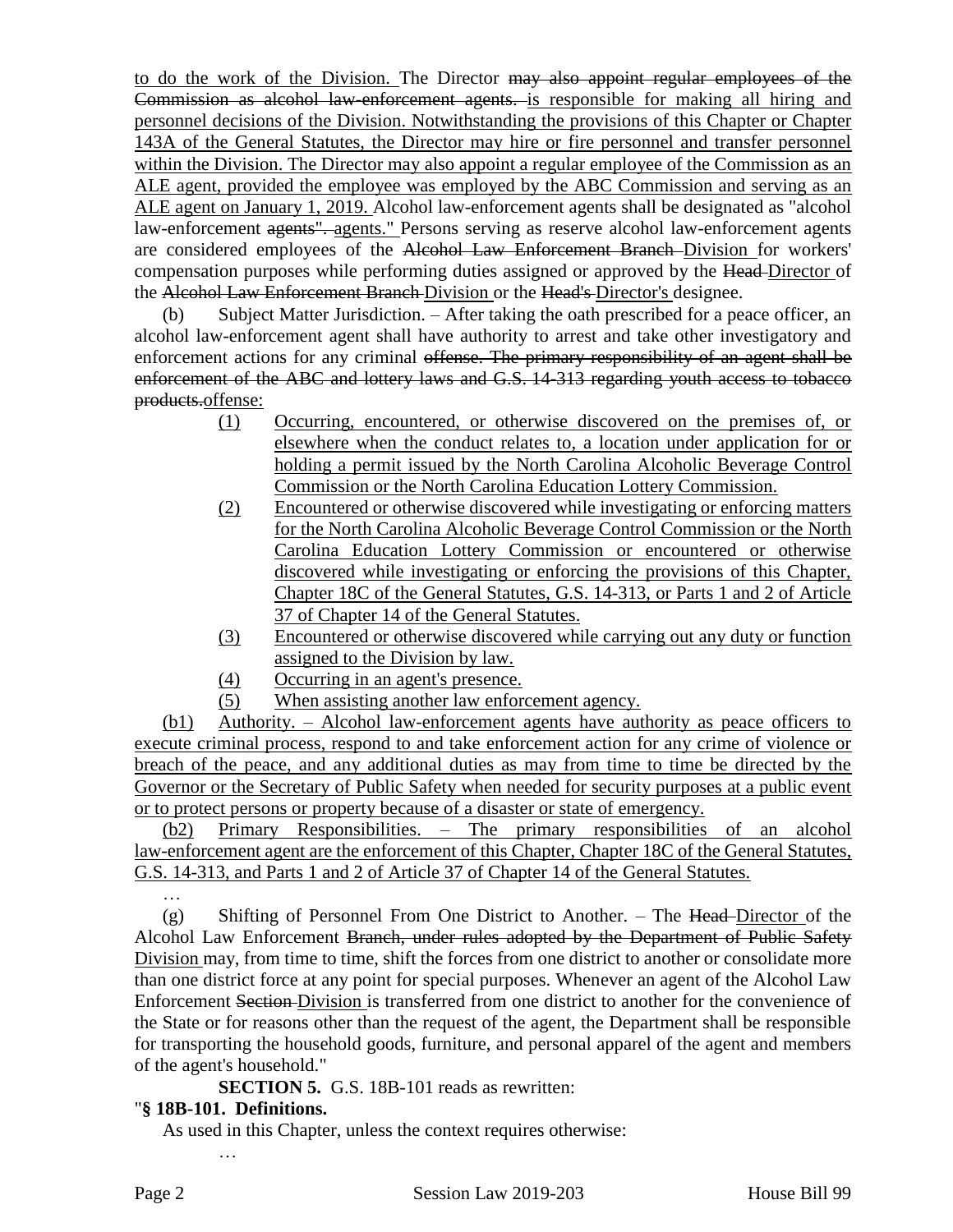to do the work of the Division. The Director ~~may also appoint regular employees of the Commission as alcohol law-enforcement agents.~~ is responsible for making all hiring and personnel decisions of the Division. Notwithstanding the provisions of this Chapter or Chapter 143A of the General Statutes, the Director may hire or fire personnel and transfer personnel within the Division. The Director may also appoint a regular employee of the Commission as an ALE agent, provided the employee was employed by the ABC Commission and serving as an ALE agent on January 1, 2019. Alcohol law-enforcement agents shall be designated as "alcohol law-enforcement ~~agents".~~ agents." Persons serving as reserve alcohol law-enforcement agents are considered employees of the ~~Alcohol Law Enforcement Branch~~ Division for workers' compensation purposes while performing duties assigned or approved by the ~~Head~~ Director of the ~~Alcohol Law Enforcement Branch~~ Division or the ~~Head's~~ Director's designee.

(b) Subject Matter Jurisdiction. – After taking the oath prescribed for a peace officer, an alcohol law-enforcement agent shall have authority to arrest and take other investigatory and enforcement actions for any criminal ~~offense. The primary responsibility of an agent shall be enforcement of the ABC and lottery laws and G.S. 14-313 regarding youth access to tobacco products.~~offense:

(1) Occurring, encountered, or otherwise discovered on the premises of, or elsewhere when the conduct relates to, a location under application for or holding a permit issued by the North Carolina Alcoholic Beverage Control Commission or the North Carolina Education Lottery Commission.

(2) Encountered or otherwise discovered while investigating or enforcing matters for the North Carolina Alcoholic Beverage Control Commission or the North Carolina Education Lottery Commission or encountered or otherwise discovered while investigating or enforcing the provisions of this Chapter, Chapter 18C of the General Statutes, G.S. 14-313, or Parts 1 and 2 of Article 37 of Chapter 14 of the General Statutes.

(3) Encountered or otherwise discovered while carrying out any duty or function assigned to the Division by law.

(4) Occurring in an agent's presence.

(5) When assisting another law enforcement agency.

(b1) Authority. – Alcohol law-enforcement agents have authority as peace officers to execute criminal process, respond to and take enforcement action for any crime of violence or breach of the peace, and any additional duties as may from time to time be directed by the Governor or the Secretary of Public Safety when needed for security purposes at a public event or to protect persons or property because of a disaster or state of emergency.

(b2) Primary Responsibilities. – The primary responsibilities of an alcohol law-enforcement agent are the enforcement of this Chapter, Chapter 18C of the General Statutes, G.S. 14-313, and Parts 1 and 2 of Article 37 of Chapter 14 of the General Statutes.

…

(g) Shifting of Personnel From One District to Another. – The ~~Head~~ Director of the Alcohol Law Enforcement ~~Branch, under rules adopted by the Department of Public Safety~~ Division may, from time to time, shift the forces from one district to another or consolidate more than one district force at any point for special purposes. Whenever an agent of the Alcohol Law Enforcement ~~Section~~ Division is transferred from one district to another for the convenience of the State or for reasons other than the request of the agent, the Department shall be responsible for transporting the household goods, furniture, and personal apparel of the agent and members of the agent's household."

**SECTION 5.** G.S. 18B-101 reads as rewritten:

"**§ 18B-101. Definitions.**

As used in this Chapter, unless the context requires otherwise:

…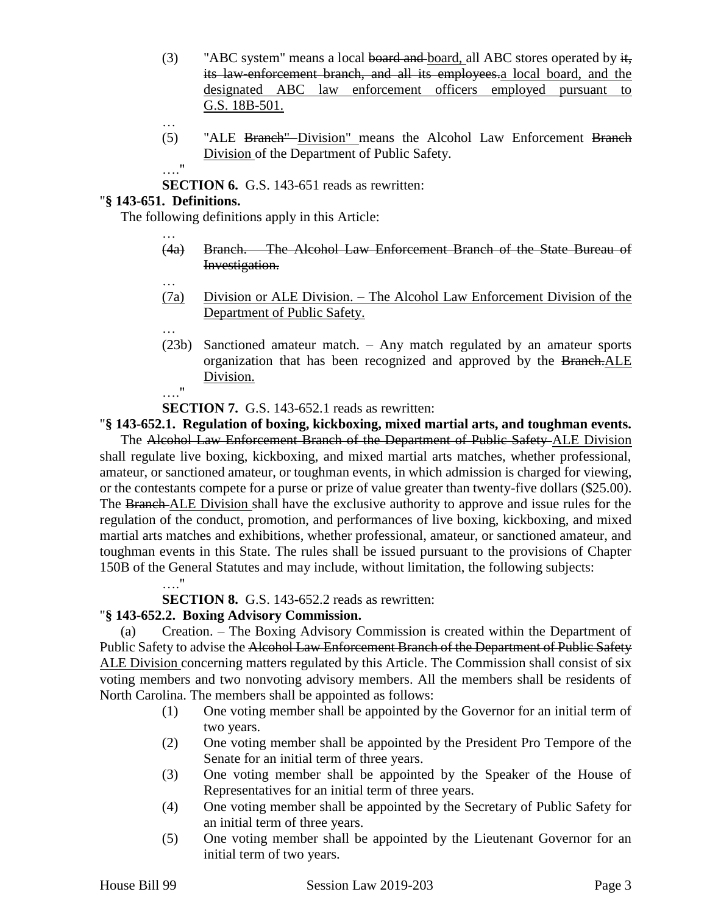(3) "ABC system" means a local ~~board and~~ board, all ABC stores operated by ~~it, its law-enforcement branch, and all its employees.~~a local board, and the designated ABC law enforcement officers employed pursuant to G.S. 18B-501.

…

(5) "ALE ~~Branch"~~ Division" means the Alcohol Law Enforcement ~~Branch~~ Division of the Department of Public Safety.

…."

**SECTION 6.** G.S. 143-651 reads as rewritten:

"**§ 143-651. Definitions.**

The following definitions apply in this Article:

…

~~(4a) Branch. – The Alcohol Law Enforcement Branch of the State Bureau of Investigation.~~

…

(7a) Division or ALE Division. – The Alcohol Law Enforcement Division of the Department of Public Safety.

…

(23b) Sanctioned amateur match. – Any match regulated by an amateur sports organization that has been recognized and approved by the ~~Branch.~~ALE Division.

…."

**SECTION 7.** G.S. 143-652.1 reads as rewritten:

"**§ 143-652.1. Regulation of boxing, kickboxing, mixed martial arts, and toughman events.**

The ~~Alcohol Law Enforcement Branch of the Department of Public Safety~~ ALE Division shall regulate live boxing, kickboxing, and mixed martial arts matches, whether professional, amateur, or sanctioned amateur, or toughman events, in which admission is charged for viewing, or the contestants compete for a purse or prize of value greater than twenty-five dollars ($25.00). The ~~Branch~~ ALE Division shall have the exclusive authority to approve and issue rules for the regulation of the conduct, promotion, and performances of live boxing, kickboxing, and mixed martial arts matches and exhibitions, whether professional, amateur, or sanctioned amateur, and toughman events in this State. The rules shall be issued pursuant to the provisions of Chapter 150B of the General Statutes and may include, without limitation, the following subjects:

…."

**SECTION 8.** G.S. 143-652.2 reads as rewritten:

"**§ 143-652.2. Boxing Advisory Commission.**

(a) Creation. – The Boxing Advisory Commission is created within the Department of Public Safety to advise the ~~Alcohol Law Enforcement Branch of the Department of Public Safety~~ ALE Division concerning matters regulated by this Article. The Commission shall consist of six voting members and two nonvoting advisory members. All the members shall be residents of North Carolina. The members shall be appointed as follows:

(1) One voting member shall be appointed by the Governor for an initial term of two years.

(2) One voting member shall be appointed by the President Pro Tempore of the Senate for an initial term of three years.

(3) One voting member shall be appointed by the Speaker of the House of Representatives for an initial term of three years.

(4) One voting member shall be appointed by the Secretary of Public Safety for an initial term of three years.

(5) One voting member shall be appointed by the Lieutenant Governor for an initial term of two years.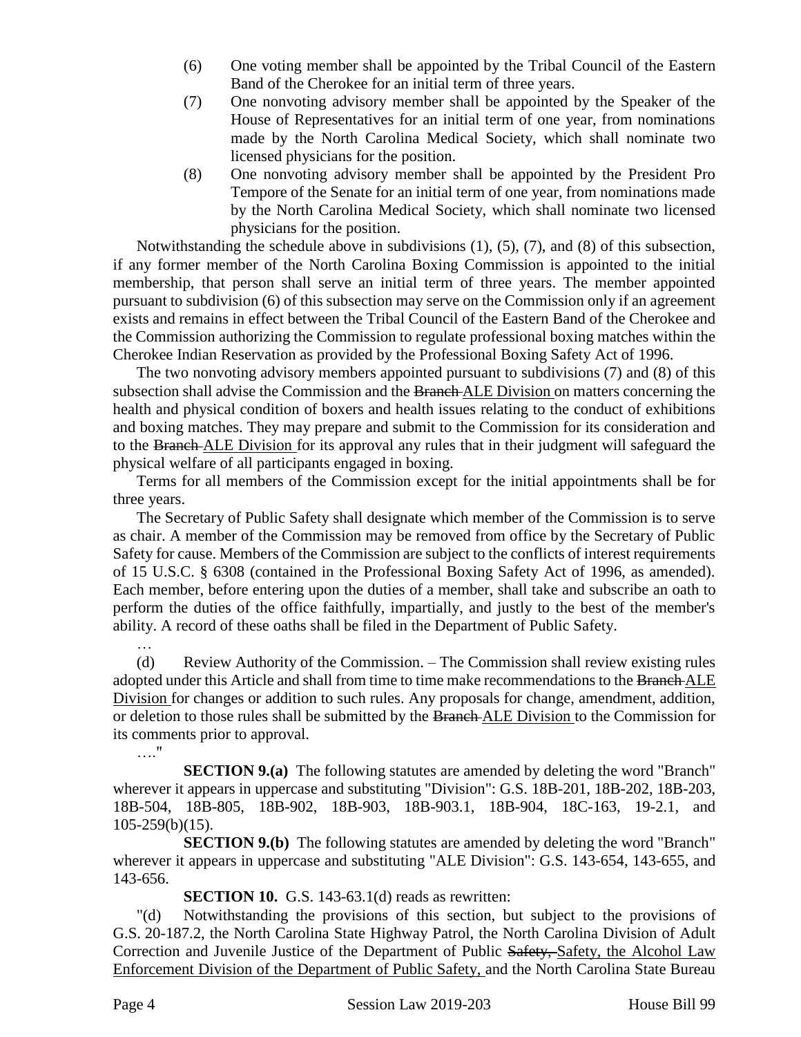(6) One voting member shall be appointed by the Tribal Council of the Eastern Band of the Cherokee for an initial term of three years.

(7) One nonvoting advisory member shall be appointed by the Speaker of the House of Representatives for an initial term of one year, from nominations made by the North Carolina Medical Society, which shall nominate two licensed physicians for the position.

(8) One nonvoting advisory member shall be appointed by the President Pro Tempore of the Senate for an initial term of one year, from nominations made by the North Carolina Medical Society, which shall nominate two licensed physicians for the position.

Notwithstanding the schedule above in subdivisions (1), (5), (7), and (8) of this subsection, if any former member of the North Carolina Boxing Commission is appointed to the initial membership, that person shall serve an initial term of three years. The member appointed pursuant to subdivision (6) of this subsection may serve on the Commission only if an agreement exists and remains in effect between the Tribal Council of the Eastern Band of the Cherokee and the Commission authorizing the Commission to regulate professional boxing matches within the Cherokee Indian Reservation as provided by the Professional Boxing Safety Act of 1996.

The two nonvoting advisory members appointed pursuant to subdivisions (7) and (8) of this subsection shall advise the Commission and the ~~Branch~~ ALE Division on matters concerning the health and physical condition of boxers and health issues relating to the conduct of exhibitions and boxing matches. They may prepare and submit to the Commission for its consideration and to the ~~Branch~~ ALE Division for its approval any rules that in their judgment will safeguard the physical welfare of all participants engaged in boxing.

Terms for all members of the Commission except for the initial appointments shall be for three years.

The Secretary of Public Safety shall designate which member of the Commission is to serve as chair. A member of the Commission may be removed from office by the Secretary of Public Safety for cause. Members of the Commission are subject to the conflicts of interest requirements of 15 U.S.C. § 6308 (contained in the Professional Boxing Safety Act of 1996, as amended). Each member, before entering upon the duties of a member, shall take and subscribe an oath to perform the duties of the office faithfully, impartially, and justly to the best of the member's ability. A record of these oaths shall be filed in the Department of Public Safety.

…

(d) Review Authority of the Commission. – The Commission shall review existing rules adopted under this Article and shall from time to time make recommendations to the ~~Branch~~ ALE Division for changes or addition to such rules. Any proposals for change, amendment, addition, or deletion to those rules shall be submitted by the ~~Branch~~ ALE Division to the Commission for its comments prior to approval.

…."

**SECTION 9.(a)** The following statutes are amended by deleting the word "Branch" wherever it appears in uppercase and substituting "Division": G.S. 18B-201, 18B-202, 18B-203, 18B-504, 18B-805, 18B-902, 18B-903, 18B-903.1, 18B-904, 18C-163, 19-2.1, and 105-259(b)(15).

**SECTION 9.(b)** The following statutes are amended by deleting the word "Branch" wherever it appears in uppercase and substituting "ALE Division": G.S. 143-654, 143-655, and 143-656.

**SECTION 10.** G.S. 143-63.1(d) reads as rewritten:

"(d) Notwithstanding the provisions of this section, but subject to the provisions of G.S. 20-187.2, the North Carolina State Highway Patrol, the North Carolina Division of Adult Correction and Juvenile Justice of the Department of Public ~~Safety,~~ Safety, the Alcohol Law Enforcement Division of the Department of Public Safety, and the North Carolina State Bureau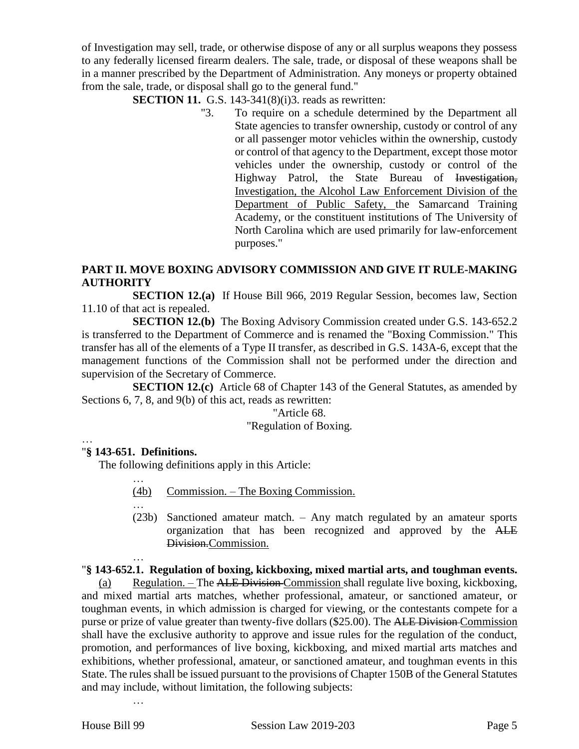of Investigation may sell, trade, or otherwise dispose of any or all surplus weapons they possess to any federally licensed firearm dealers. The sale, trade, or disposal of these weapons shall be in a manner prescribed by the Department of Administration. Any moneys or property obtained from the sale, trade, or disposal shall go to the general fund."

**SECTION 11.** G.S. 143-341(8)(i)3. reads as rewritten:

"3. To require on a schedule determined by the Department all State agencies to transfer ownership, custody or control of any or all passenger motor vehicles within the ownership, custody or control of that agency to the Department, except those motor vehicles under the ownership, custody or control of the Highway Patrol, the State Bureau of ~~Investigation,~~ Investigation, the Alcohol Law Enforcement Division of the Department of Public Safety, the Samarcand Training Academy, or the constituent institutions of The University of North Carolina which are used primarily for law-enforcement purposes."

**PART II. MOVE BOXING ADVISORY COMMISSION AND GIVE IT RULE-MAKING AUTHORITY**

**SECTION 12.(a)** If House Bill 966, 2019 Regular Session, becomes law, Section 11.10 of that act is repealed.

**SECTION 12.(b)** The Boxing Advisory Commission created under G.S. 143-652.2 is transferred to the Department of Commerce and is renamed the "Boxing Commission." This transfer has all of the elements of a Type II transfer, as described in G.S. 143A-6, except that the management functions of the Commission shall not be performed under the direction and supervision of the Secretary of Commerce.

**SECTION 12.(c)** Article 68 of Chapter 143 of the General Statutes, as amended by Sections 6, 7, 8, and 9(b) of this act, reads as rewritten:

"Article 68.

"Regulation of Boxing.

…

"**§ 143-651. Definitions.**

The following definitions apply in this Article:

…

(4b) Commission. – The Boxing Commission.

…

(23b) Sanctioned amateur match. – Any match regulated by an amateur sports organization that has been recognized and approved by the ~~ALE Division.~~Commission.

…

"**§ 143-652.1. Regulation of boxing, kickboxing, mixed martial arts, and toughman events.**

(a) Regulation. – The ~~ALE Division~~ Commission shall regulate live boxing, kickboxing, and mixed martial arts matches, whether professional, amateur, or sanctioned amateur, or toughman events, in which admission is charged for viewing, or the contestants compete for a purse or prize of value greater than twenty-five dollars ($25.00). The ~~ALE Division~~ Commission shall have the exclusive authority to approve and issue rules for the regulation of the conduct, promotion, and performances of live boxing, kickboxing, and mixed martial arts matches and exhibitions, whether professional, amateur, or sanctioned amateur, and toughman events in this State. The rules shall be issued pursuant to the provisions of Chapter 150B of the General Statutes and may include, without limitation, the following subjects:

…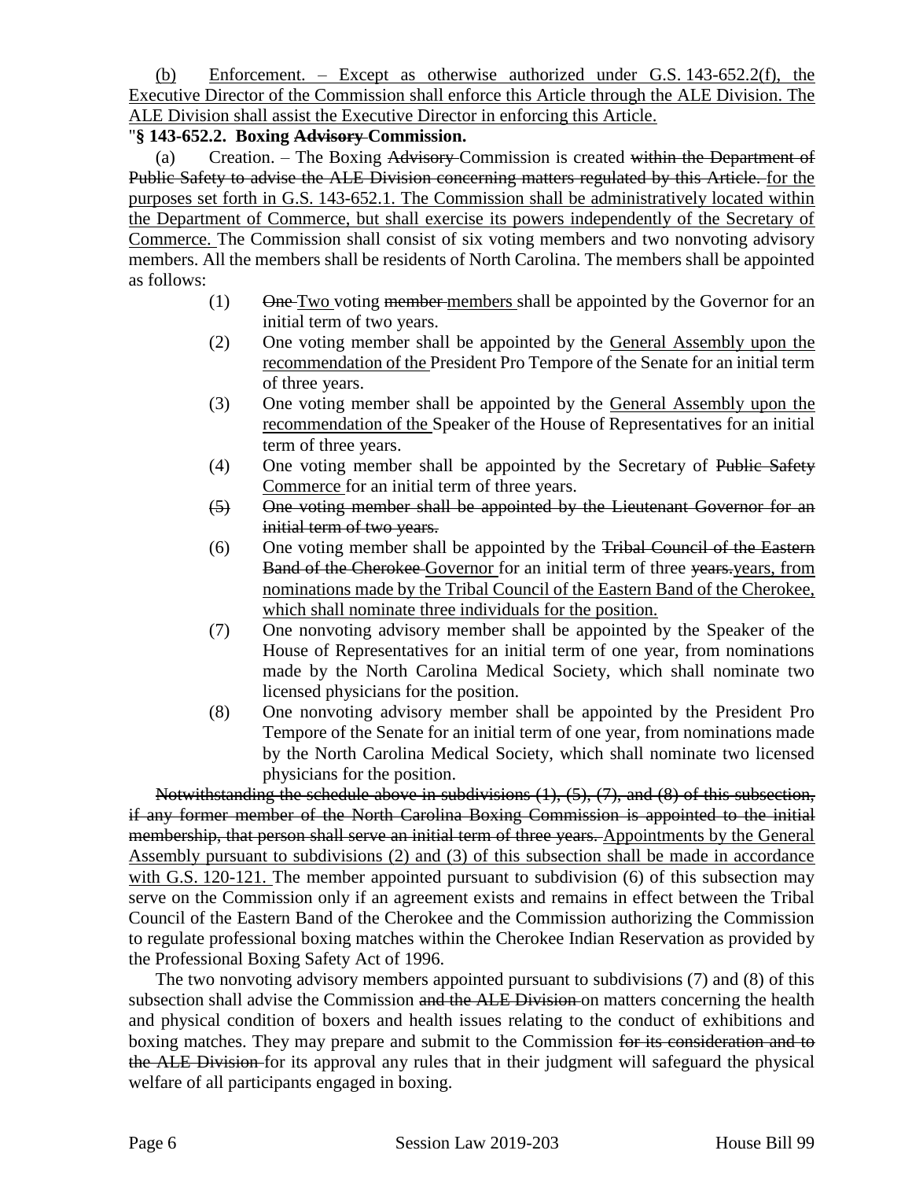(b) Enforcement. – Except as otherwise authorized under G.S. 143-652.2(f), the Executive Director of the Commission shall enforce this Article through the ALE Division. The ALE Division shall assist the Executive Director in enforcing this Article.

"**§ 143-652.2. Boxing Advisory Commission.**

(a) Creation. – The Boxing Advisory Commission is created within the Department of Public Safety to advise the ALE Division concerning matters regulated by this Article. for the purposes set forth in G.S. 143-652.1. The Commission shall be administratively located within the Department of Commerce, but shall exercise its powers independently of the Secretary of Commerce. The Commission shall consist of six voting members and two nonvoting advisory members. All the members shall be residents of North Carolina. The members shall be appointed as follows:

(1) One Two voting member members shall be appointed by the Governor for an initial term of two years.

(2) One voting member shall be appointed by the General Assembly upon the recommendation of the President Pro Tempore of the Senate for an initial term of three years.

(3) One voting member shall be appointed by the General Assembly upon the recommendation of the Speaker of the House of Representatives for an initial term of three years.

(4) One voting member shall be appointed by the Secretary of Public Safety Commerce for an initial term of three years.

(5) One voting member shall be appointed by the Lieutenant Governor for an initial term of two years.

(6) One voting member shall be appointed by the Tribal Council of the Eastern Band of the Cherokee Governor for an initial term of three years.years, from nominations made by the Tribal Council of the Eastern Band of the Cherokee, which shall nominate three individuals for the position.

(7) One nonvoting advisory member shall be appointed by the Speaker of the House of Representatives for an initial term of one year, from nominations made by the North Carolina Medical Society, which shall nominate two licensed physicians for the position.

(8) One nonvoting advisory member shall be appointed by the President Pro Tempore of the Senate for an initial term of one year, from nominations made by the North Carolina Medical Society, which shall nominate two licensed physicians for the position.

Notwithstanding the schedule above in subdivisions (1), (5), (7), and (8) of this subsection, if any former member of the North Carolina Boxing Commission is appointed to the initial membership, that person shall serve an initial term of three years. Appointments by the General Assembly pursuant to subdivisions (2) and (3) of this subsection shall be made in accordance with G.S. 120-121. The member appointed pursuant to subdivision (6) of this subsection may serve on the Commission only if an agreement exists and remains in effect between the Tribal Council of the Eastern Band of the Cherokee and the Commission authorizing the Commission to regulate professional boxing matches within the Cherokee Indian Reservation as provided by the Professional Boxing Safety Act of 1996.

The two nonvoting advisory members appointed pursuant to subdivisions (7) and (8) of this subsection shall advise the Commission and the ALE Division on matters concerning the health and physical condition of boxers and health issues relating to the conduct of exhibitions and boxing matches. They may prepare and submit to the Commission for its consideration and to the ALE Division for its approval any rules that in their judgment will safeguard the physical welfare of all participants engaged in boxing.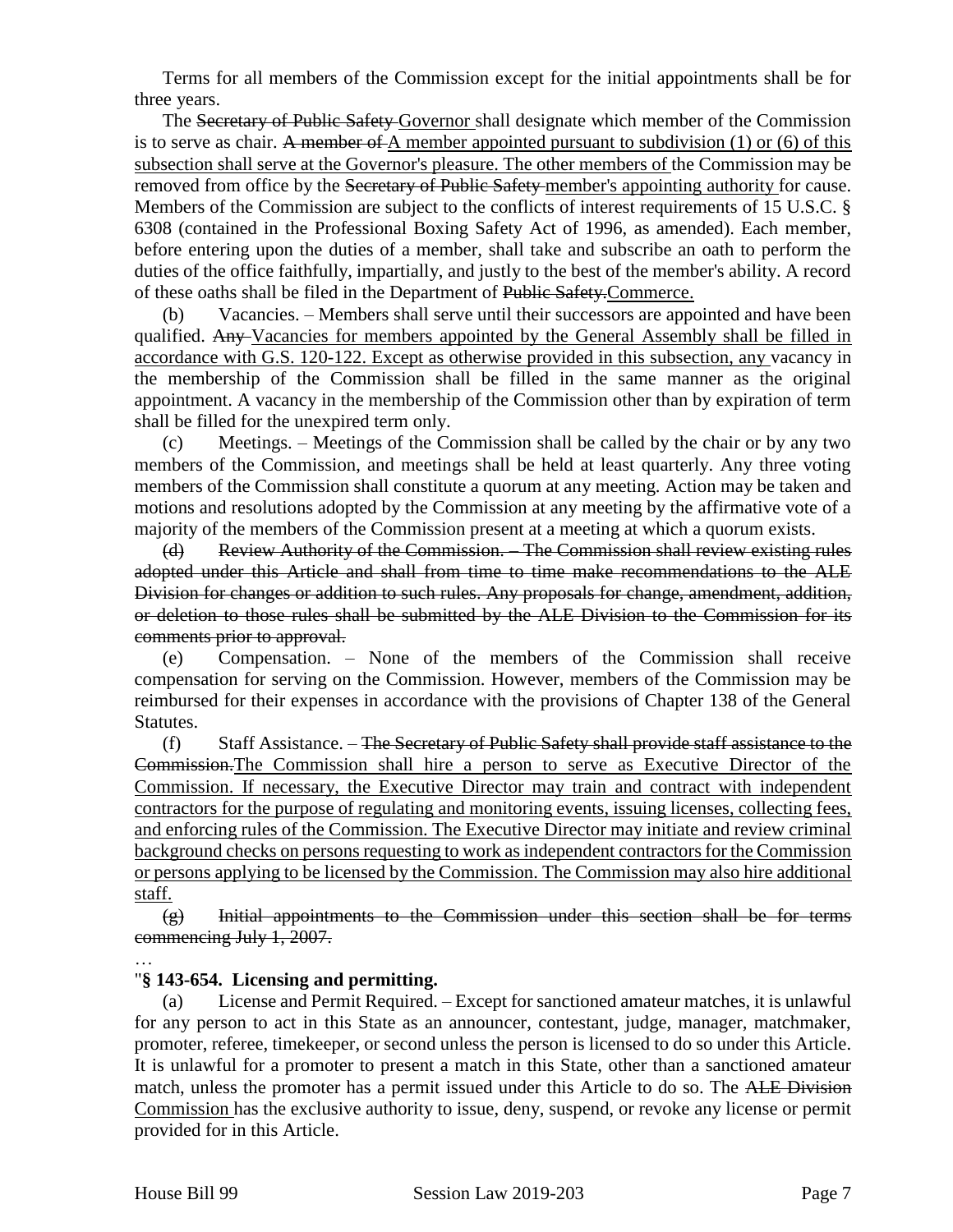Terms for all members of the Commission except for the initial appointments shall be for three years.

The ~~Secretary of Public Safety~~ <u>Governor</u> shall designate which member of the Commission is to serve as chair. ~~A member of~~ <u>A member appointed pursuant to subdivision (1) or (6) of this subsection shall serve at the Governor's pleasure. The other members of</u> the Commission may be removed from office by the ~~Secretary of Public Safety~~ <u>member's appointing authority</u> for cause. Members of the Commission are subject to the conflicts of interest requirements of 15 U.S.C. § 6308 (contained in the Professional Boxing Safety Act of 1996, as amended). Each member, before entering upon the duties of a member, shall take and subscribe an oath to perform the duties of the office faithfully, impartially, and justly to the best of the member's ability. A record of these oaths shall be filed in the Department of ~~Public Safety.~~<u>Commerce.</u>

(b) Vacancies. – Members shall serve until their successors are appointed and have been qualified. ~~Any~~ <u>Vacancies for members appointed by the General Assembly shall be filled in accordance with G.S. 120-122. Except as otherwise provided in this subsection, any</u> vacancy in the membership of the Commission shall be filled in the same manner as the original appointment. A vacancy in the membership of the Commission other than by expiration of term shall be filled for the unexpired term only.

(c) Meetings. – Meetings of the Commission shall be called by the chair or by any two members of the Commission, and meetings shall be held at least quarterly. Any three voting members of the Commission shall constitute a quorum at any meeting. Action may be taken and motions and resolutions adopted by the Commission at any meeting by the affirmative vote of a majority of the members of the Commission present at a meeting at which a quorum exists.

~~(d) Review Authority of the Commission. – The Commission shall review existing rules adopted under this Article and shall from time to time make recommendations to the ALE Division for changes or addition to such rules. Any proposals for change, amendment, addition, or deletion to those rules shall be submitted by the ALE Division to the Commission for its comments prior to approval.~~

(e) Compensation. – None of the members of the Commission shall receive compensation for serving on the Commission. However, members of the Commission may be reimbursed for their expenses in accordance with the provisions of Chapter 138 of the General Statutes.

(f) Staff Assistance. – ~~The Secretary of Public Safety shall provide staff assistance to the Commission.~~<u>The Commission shall hire a person to serve as Executive Director of the Commission. If necessary, the Executive Director may train and contract with independent contractors for the purpose of regulating and monitoring events, issuing licenses, collecting fees, and enforcing rules of the Commission. The Executive Director may initiate and review criminal background checks on persons requesting to work as independent contractors for the Commission or persons applying to be licensed by the Commission. The Commission may also hire additional staff.</u>

~~(g) Initial appointments to the Commission under this section shall be for terms commencing July 1, 2007.~~

…

"**§ 143-654. Licensing and permitting.**

(a) License and Permit Required. – Except for sanctioned amateur matches, it is unlawful for any person to act in this State as an announcer, contestant, judge, manager, matchmaker, promoter, referee, timekeeper, or second unless the person is licensed to do so under this Article. It is unlawful for a promoter to present a match in this State, other than a sanctioned amateur match, unless the promoter has a permit issued under this Article to do so. The ~~ALE Division~~ <u>Commission</u> has the exclusive authority to issue, deny, suspend, or revoke any license or permit provided for in this Article.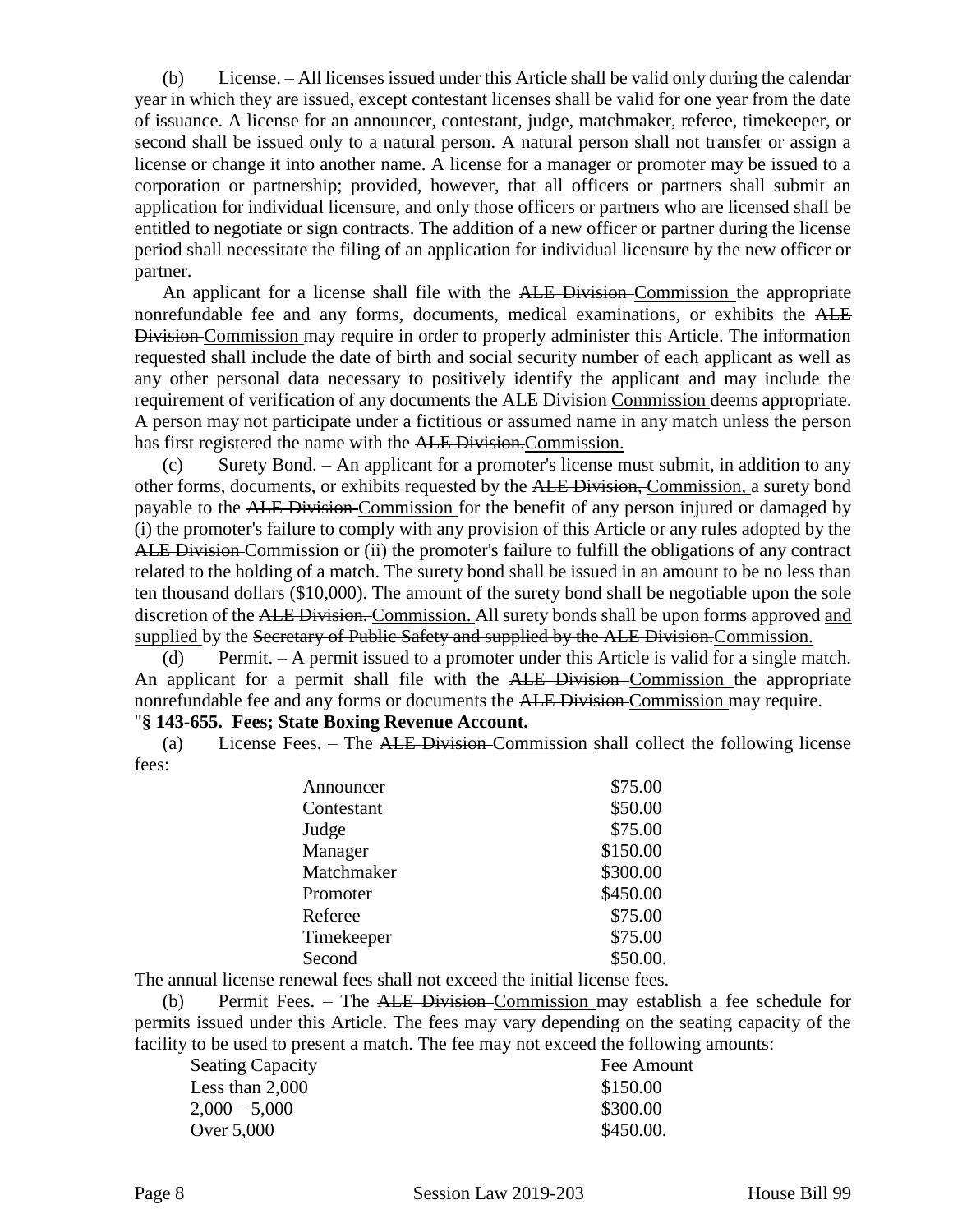(b) License. – All licenses issued under this Article shall be valid only during the calendar year in which they are issued, except contestant licenses shall be valid for one year from the date of issuance. A license for an announcer, contestant, judge, matchmaker, referee, timekeeper, or second shall be issued only to a natural person. A natural person shall not transfer or assign a license or change it into another name. A license for a manager or promoter may be issued to a corporation or partnership; provided, however, that all officers or partners shall submit an application for individual licensure, and only those officers or partners who are licensed shall be entitled to negotiate or sign contracts. The addition of a new officer or partner during the license period shall necessitate the filing of an application for individual licensure by the new officer or partner.

An applicant for a license shall file with the ~~ALE Division~~ Commission the appropriate nonrefundable fee and any forms, documents, medical examinations, or exhibits the ~~ALE Division~~ Commission may require in order to properly administer this Article. The information requested shall include the date of birth and social security number of each applicant as well as any other personal data necessary to positively identify the applicant and may include the requirement of verification of any documents the ~~ALE Division~~ Commission deems appropriate. A person may not participate under a fictitious or assumed name in any match unless the person has first registered the name with the ~~ALE Division.~~Commission.

(c) Surety Bond. – An applicant for a promoter's license must submit, in addition to any other forms, documents, or exhibits requested by the ~~ALE Division,~~ Commission, a surety bond payable to the ~~ALE Division~~ Commission for the benefit of any person injured or damaged by (i) the promoter's failure to comply with any provision of this Article or any rules adopted by the ~~ALE Division~~ Commission or (ii) the promoter's failure to fulfill the obligations of any contract related to the holding of a match. The surety bond shall be issued in an amount to be no less than ten thousand dollars ($10,000). The amount of the surety bond shall be negotiable upon the sole discretion of the ~~ALE Division.~~ Commission. All surety bonds shall be upon forms approved <u>and supplied</u> by the ~~Secretary of Public Safety and supplied by the ALE Division.~~Commission.

(d) Permit. – A permit issued to a promoter under this Article is valid for a single match. An applicant for a permit shall file with the ~~ALE Division~~ Commission the appropriate nonrefundable fee and any forms or documents the ~~ALE Division~~ Commission may require.

"**§ 143-655. Fees; State Boxing Revenue Account.**

(a) License Fees. – The ~~ALE Division~~ Commission shall collect the following license fees:

| | |
|---|---|
| Announcer | $75.00 |
| Contestant | $50.00 |
| Judge | $75.00 |
| Manager | $150.00 |
| Matchmaker | $300.00 |
| Promoter | $450.00 |
| Referee | $75.00 |
| Timekeeper | $75.00 |
| Second | $50.00. |

The annual license renewal fees shall not exceed the initial license fees.

(b) Permit Fees. – The ~~ALE Division~~ Commission may establish a fee schedule for permits issued under this Article. The fees may vary depending on the seating capacity of the facility to be used to present a match. The fee may not exceed the following amounts:

| Seating Capacity | Fee Amount |
|---|---|
| Less than 2,000 | $150.00 |
| 2,000 – 5,000 | $300.00 |
| Over 5,000 | $450.00. |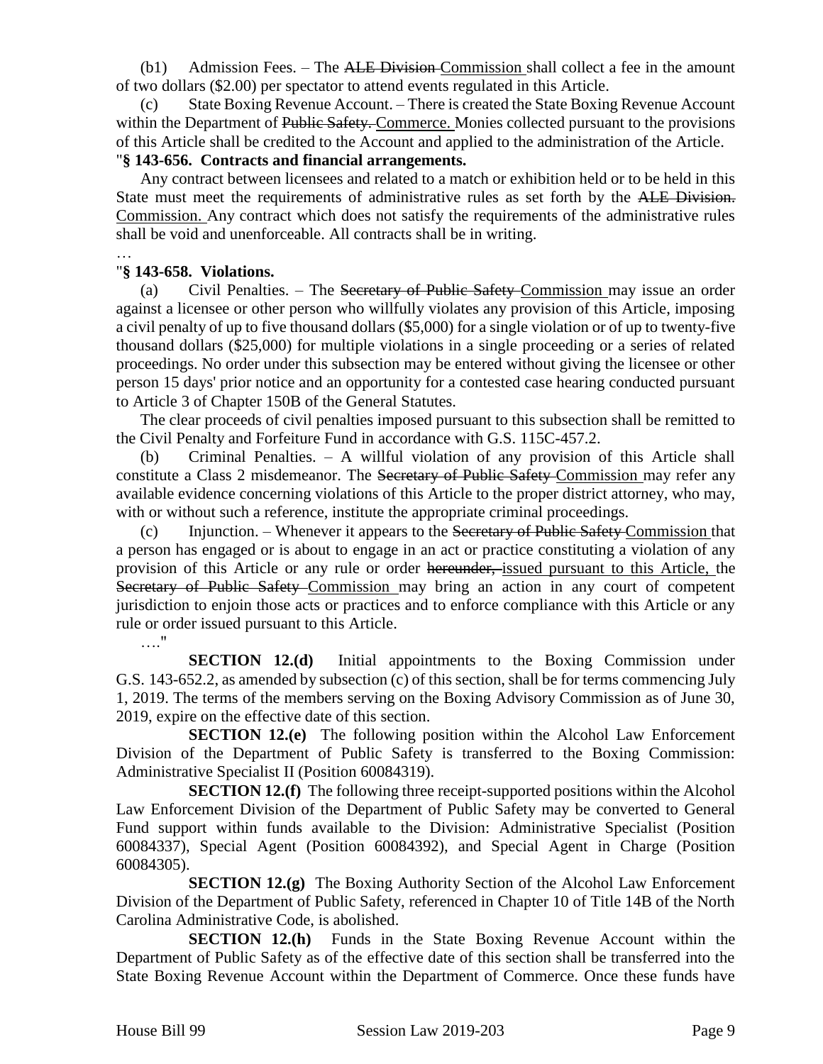(b1) Admission Fees. – The ~~ALE Division~~ Commission shall collect a fee in the amount of two dollars ($2.00) per spectator to attend events regulated in this Article.

(c) State Boxing Revenue Account. – There is created the State Boxing Revenue Account within the Department of ~~Public Safety.~~ Commerce. Monies collected pursuant to the provisions of this Article shall be credited to the Account and applied to the administration of the Article.

"**§ 143-656. Contracts and financial arrangements.**

Any contract between licensees and related to a match or exhibition held or to be held in this State must meet the requirements of administrative rules as set forth by the ~~ALE Division.~~ Commission. Any contract which does not satisfy the requirements of the administrative rules shall be void and unenforceable. All contracts shall be in writing.

…

"**§ 143-658. Violations.**

(a) Civil Penalties. – The ~~Secretary of Public Safety~~ Commission may issue an order against a licensee or other person who willfully violates any provision of this Article, imposing a civil penalty of up to five thousand dollars ($5,000) for a single violation or of up to twenty-five thousand dollars ($25,000) for multiple violations in a single proceeding or a series of related proceedings. No order under this subsection may be entered without giving the licensee or other person 15 days' prior notice and an opportunity for a contested case hearing conducted pursuant to Article 3 of Chapter 150B of the General Statutes.

The clear proceeds of civil penalties imposed pursuant to this subsection shall be remitted to the Civil Penalty and Forfeiture Fund in accordance with G.S. 115C-457.2.

(b) Criminal Penalties. – A willful violation of any provision of this Article shall constitute a Class 2 misdemeanor. The ~~Secretary of Public Safety~~ Commission may refer any available evidence concerning violations of this Article to the proper district attorney, who may, with or without such a reference, institute the appropriate criminal proceedings.

(c) Injunction. – Whenever it appears to the ~~Secretary of Public Safety~~ Commission that a person has engaged or is about to engage in an act or practice constituting a violation of any provision of this Article or any rule or order ~~hereunder,~~ issued pursuant to this Article, the ~~Secretary of Public Safety~~ Commission may bring an action in any court of competent jurisdiction to enjoin those acts or practices and to enforce compliance with this Article or any rule or order issued pursuant to this Article.

…."

**SECTION 12.(d)** Initial appointments to the Boxing Commission under G.S. 143-652.2, as amended by subsection (c) of this section, shall be for terms commencing July 1, 2019. The terms of the members serving on the Boxing Advisory Commission as of June 30, 2019, expire on the effective date of this section.

**SECTION 12.(e)** The following position within the Alcohol Law Enforcement Division of the Department of Public Safety is transferred to the Boxing Commission: Administrative Specialist II (Position 60084319).

**SECTION 12.(f)** The following three receipt-supported positions within the Alcohol Law Enforcement Division of the Department of Public Safety may be converted to General Fund support within funds available to the Division: Administrative Specialist (Position 60084337), Special Agent (Position 60084392), and Special Agent in Charge (Position 60084305).

**SECTION 12.(g)** The Boxing Authority Section of the Alcohol Law Enforcement Division of the Department of Public Safety, referenced in Chapter 10 of Title 14B of the North Carolina Administrative Code, is abolished.

**SECTION 12.(h)** Funds in the State Boxing Revenue Account within the Department of Public Safety as of the effective date of this section shall be transferred into the State Boxing Revenue Account within the Department of Commerce. Once these funds have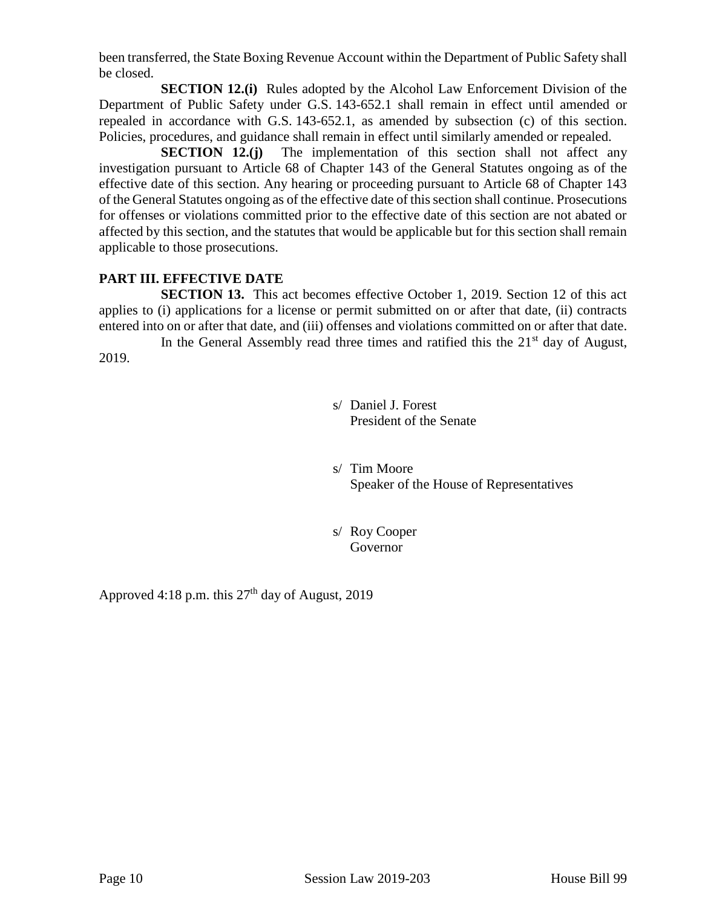been transferred, the State Boxing Revenue Account within the Department of Public Safety shall be closed.

**SECTION 12.(i)** Rules adopted by the Alcohol Law Enforcement Division of the Department of Public Safety under G.S. 143-652.1 shall remain in effect until amended or repealed in accordance with G.S. 143-652.1, as amended by subsection (c) of this section. Policies, procedures, and guidance shall remain in effect until similarly amended or repealed.

**SECTION 12.(j)** The implementation of this section shall not affect any investigation pursuant to Article 68 of Chapter 143 of the General Statutes ongoing as of the effective date of this section. Any hearing or proceeding pursuant to Article 68 of Chapter 143 of the General Statutes ongoing as of the effective date of this section shall continue. Prosecutions for offenses or violations committed prior to the effective date of this section are not abated or affected by this section, and the statutes that would be applicable but for this section shall remain applicable to those prosecutions.

**PART III. EFFECTIVE DATE**

**SECTION 13.** This act becomes effective October 1, 2019. Section 12 of this act applies to (i) applications for a license or permit submitted on or after that date, (ii) contracts entered into on or after that date, and (iii) offenses and violations committed on or after that date.

In the General Assembly read three times and ratified this the 21st day of August, 2019.

s/ Daniel J. Forest
President of the Senate

s/ Tim Moore
Speaker of the House of Representatives

s/ Roy Cooper
Governor

Approved 4:18 p.m. this 27th day of August, 2019